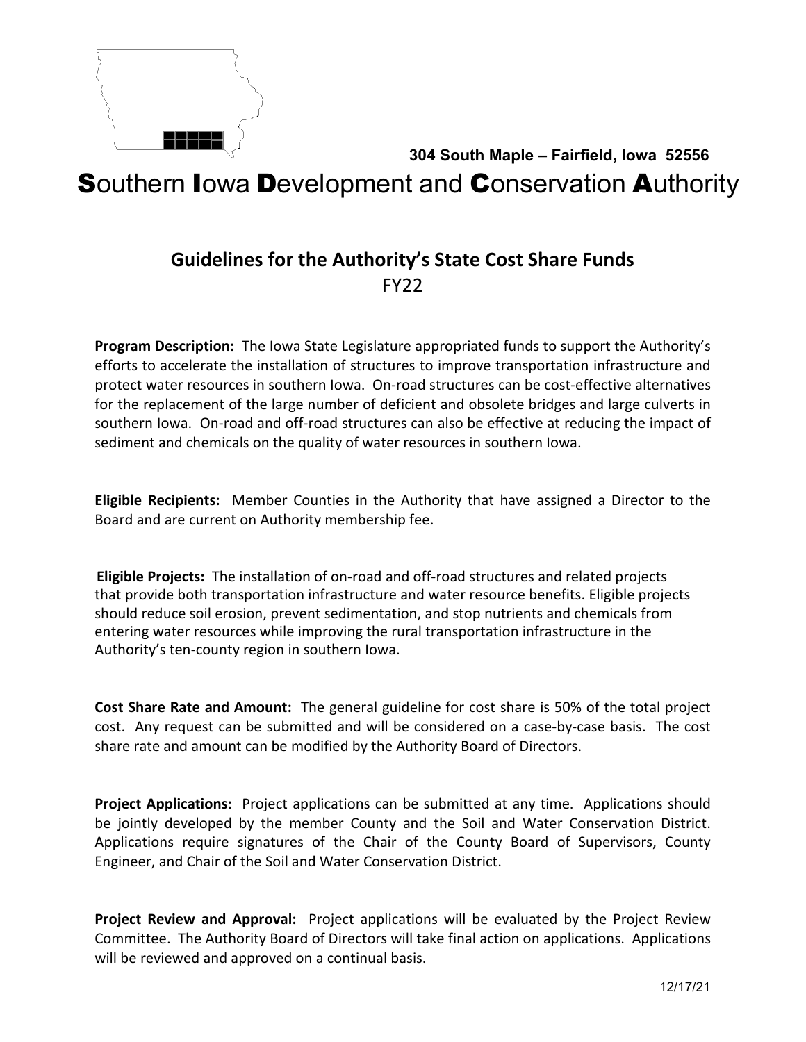304 South Maple – Fairfield, Iowa 52556

# Southern Iowa Development and Conservation Authority

## Guidelines for the Authority's State Cost Share Funds
FY22

**Program Description:** The Iowa State Legislature appropriated funds to support the Authority's efforts to accelerate the installation of structures to improve transportation infrastructure and protect water resources in southern Iowa. On-road structures can be cost-effective alternatives for the replacement of the large number of deficient and obsolete bridges and large culverts in southern Iowa. On-road and off-road structures can also be effective at reducing the impact of sediment and chemicals on the quality of water resources in southern Iowa.

**Eligible Recipients:** Member Counties in the Authority that have assigned a Director to the Board and are current on Authority membership fee.

**Eligible Projects:** The installation of on-road and off-road structures and related projects that provide both transportation infrastructure and water resource benefits. Eligible projects should reduce soil erosion, prevent sedimentation, and stop nutrients and chemicals from entering water resources while improving the rural transportation infrastructure in the Authority's ten-county region in southern Iowa.

**Cost Share Rate and Amount:** The general guideline for cost share is 50% of the total project cost. Any request can be submitted and will be considered on a case-by-case basis. The cost share rate and amount can be modified by the Authority Board of Directors.

**Project Applications:** Project applications can be submitted at any time. Applications should be jointly developed by the member County and the Soil and Water Conservation District. Applications require signatures of the Chair of the County Board of Supervisors, County Engineer, and Chair of the Soil and Water Conservation District.

**Project Review and Approval:** Project applications will be evaluated by the Project Review Committee. The Authority Board of Directors will take final action on applications. Applications will be reviewed and approved on a continual basis.

12/17/21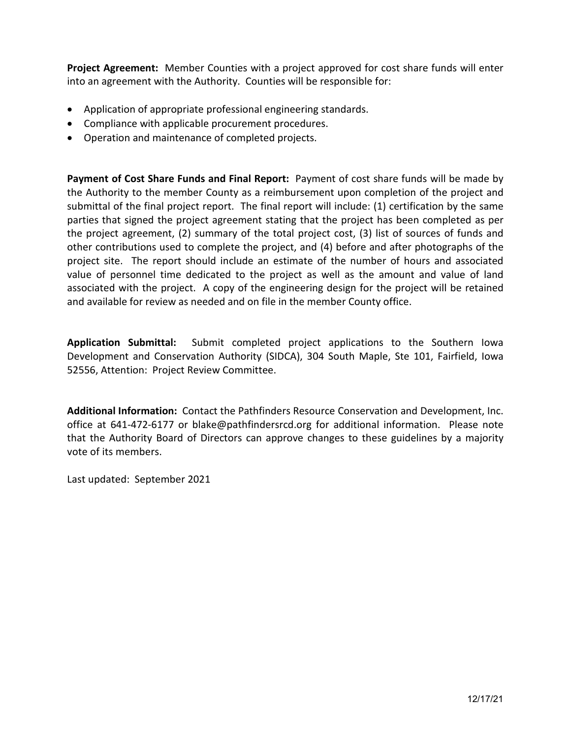**Project Agreement:** Member Counties with a project approved for cost share funds will enter into an agreement with the Authority. Counties will be responsible for:

- Application of appropriate professional engineering standards.
- Compliance with applicable procurement procedures.
- Operation and maintenance of completed projects.

**Payment of Cost Share Funds and Final Report:** Payment of cost share funds will be made by the Authority to the member County as a reimbursement upon completion of the project and submittal of the final project report. The final report will include: (1) certification by the same parties that signed the project agreement stating that the project has been completed as per the project agreement, (2) summary of the total project cost, (3) list of sources of funds and other contributions used to complete the project, and (4) before and after photographs of the project site. The report should include an estimate of the number of hours and associated value of personnel time dedicated to the project as well as the amount and value of land associated with the project. A copy of the engineering design for the project will be retained and available for review as needed and on file in the member County office.

**Application Submittal:** Submit completed project applications to the Southern Iowa Development and Conservation Authority (SIDCA), 304 South Maple, Ste 101, Fairfield, Iowa 52556, Attention: Project Review Committee.

**Additional Information:** Contact the Pathfinders Resource Conservation and Development, Inc. office at 641-472-6177 or blake@pathfindersrcd.org for additional information. Please note that the Authority Board of Directors can approve changes to these guidelines by a majority vote of its members.

Last updated: September 2021

12/17/21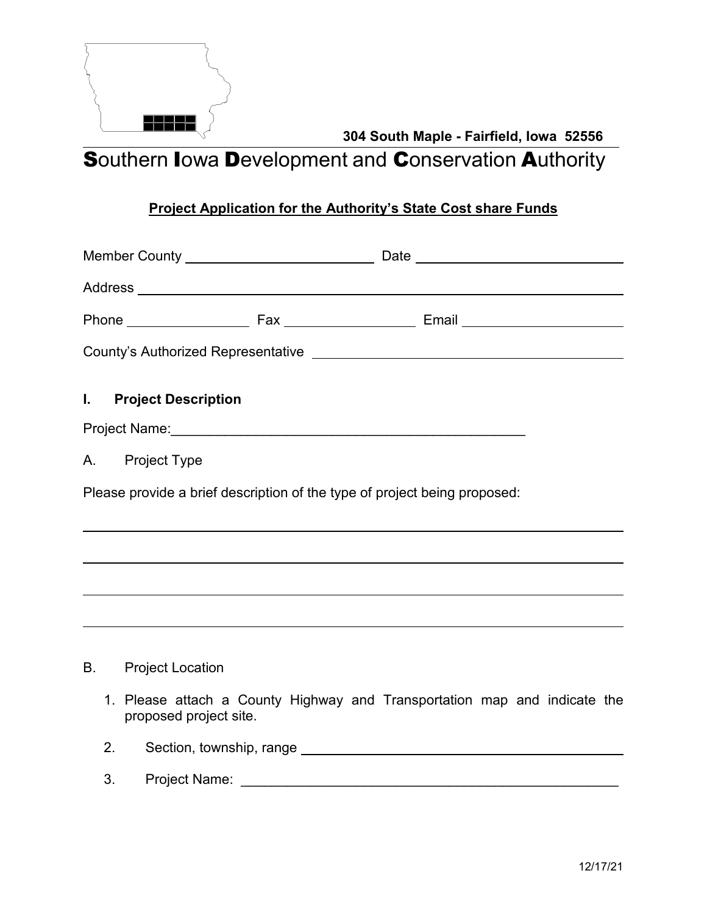304 South Maple - Fairfield, Iowa 52556

# **S**outhern **I**owa **D**evelopment and **C**onservation **A**uthority

**<u>Project Application for the Authority's State Cost share Funds</u>**

Member County ______________________ Date ______________________

Address ____________________________________________________________

Phone ______________ Fax ______________ Email ____________________

County's Authorized Representative ______________________________________

## I. Project Description

Project Name:______________________________________________

A. Project Type

Please provide a brief description of the type of project being proposed:

____________________________________________________________

____________________________________________________________

____________________________________________________________

____________________________________________________________

B. Project Location

1. Please attach a County Highway and Transportation map and indicate the proposed project site.
2. Section, township, range ________________________________________
3. Project Name: ____________________________________________

12/17/21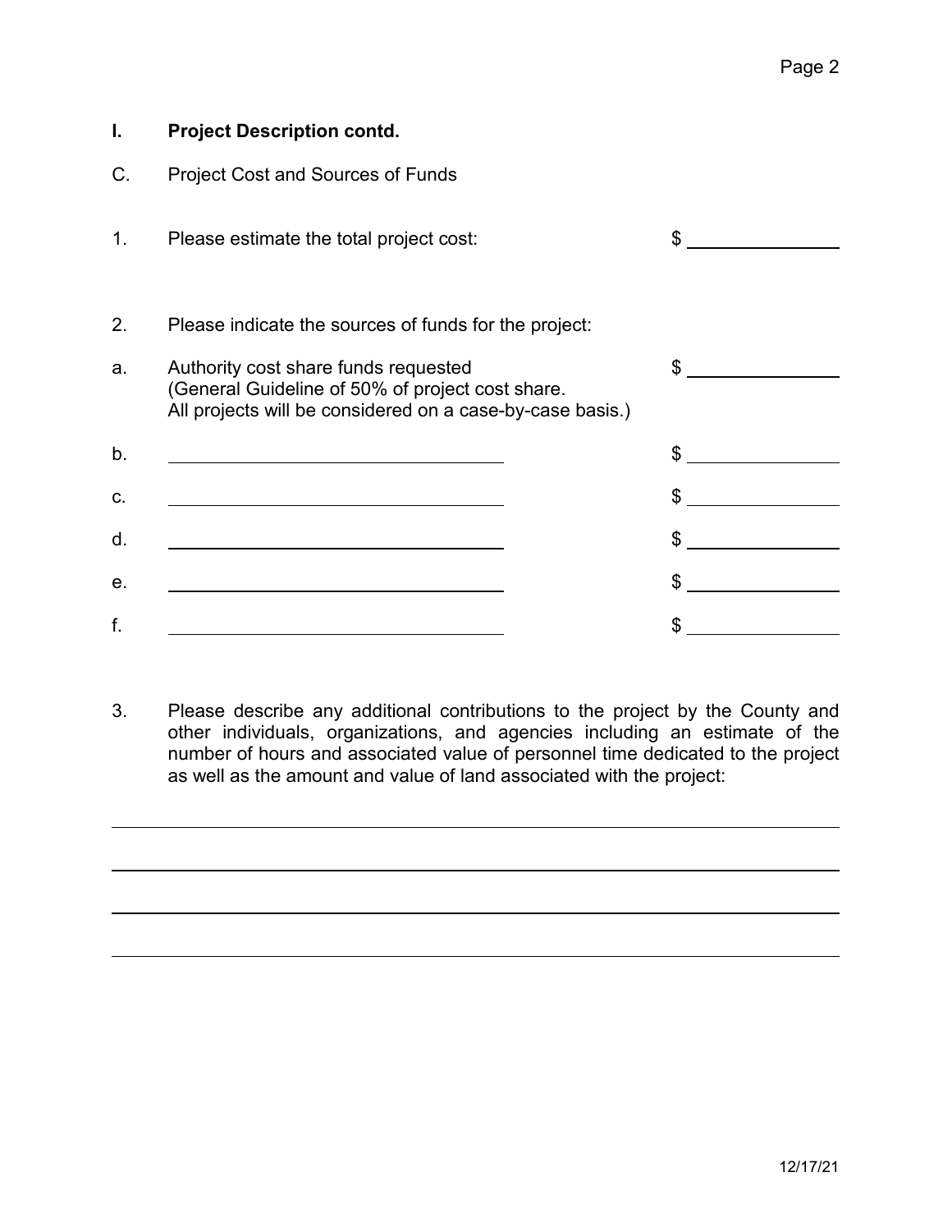## I. Project Description contd.

C. Project Cost and Sources of Funds

1. Please estimate the total project cost: $ ______________

2. Please indicate the sources of funds for the project:

a. Authority cost share funds requested (General Guideline of 50% of project cost share. All projects will be considered on a case-by-case basis.) $ ______________

b. ______________________________ $ ______________

c. ______________________________ $ ______________

d. ______________________________ $ ______________

e. ______________________________ $ ______________

f. ______________________________ $ ______________

3. Please describe any additional contributions to the project by the County and other individuals, organizations, and agencies including an estimate of the number of hours and associated value of personnel time dedicated to the project as well as the amount and value of land associated with the project:

______________________________________________________________________

______________________________________________________________________

______________________________________________________________________

______________________________________________________________________

12/17/21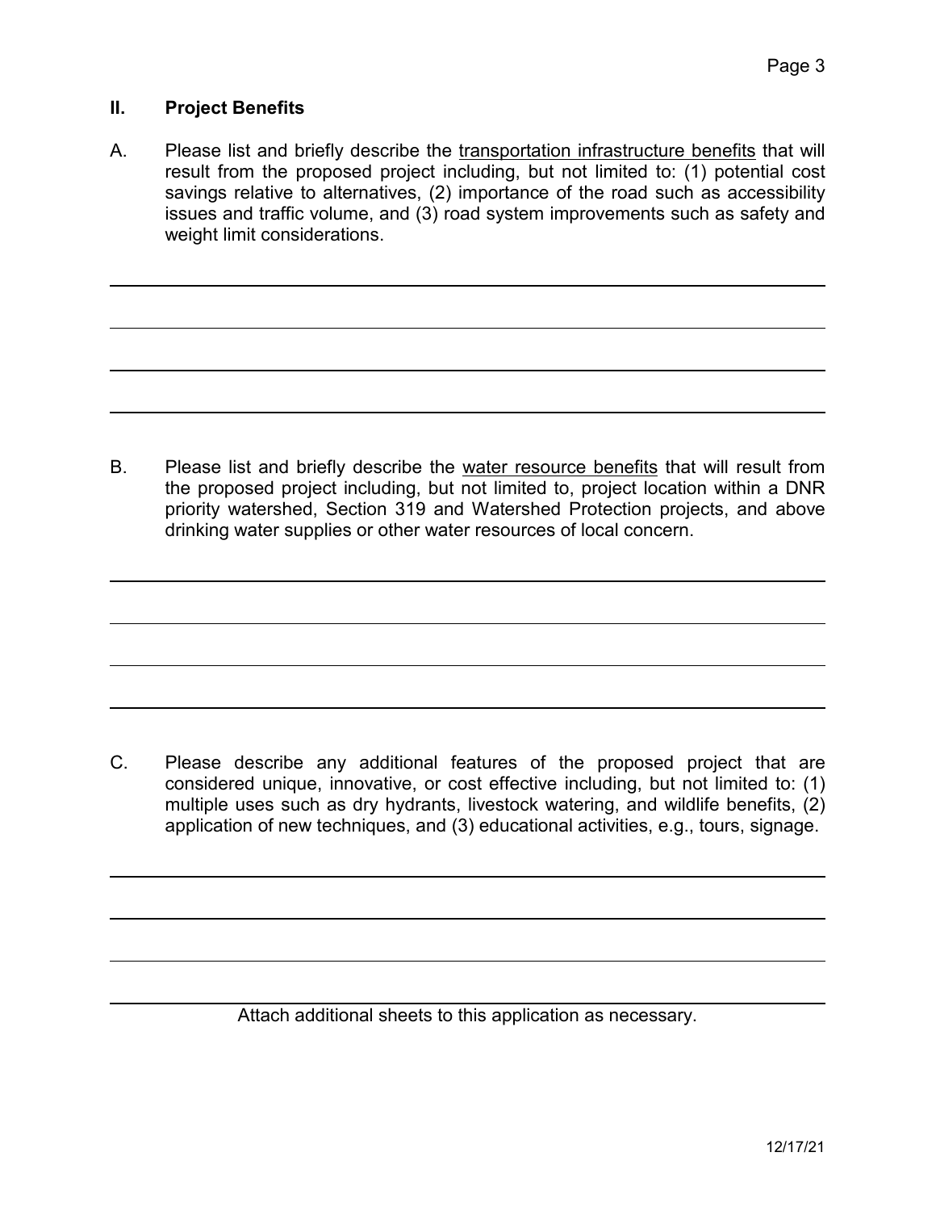## II. Project Benefits

A. Please list and briefly describe the <u>transportation infrastructure benefits</u> that will result from the proposed project including, but not limited to: (1) potential cost savings relative to alternatives, (2) importance of the road such as accessibility issues and traffic volume, and (3) road system improvements such as safety and weight limit considerations.

B. Please list and briefly describe the <u>water resource benefits</u> that will result from the proposed project including, but not limited to, project location within a DNR priority watershed, Section 319 and Watershed Protection projects, and above drinking water supplies or other water resources of local concern.

C. Please describe any additional features of the proposed project that are considered unique, innovative, or cost effective including, but not limited to: (1) multiple uses such as dry hydrants, livestock watering, and wildlife benefits, (2) application of new techniques, and (3) educational activities, e.g., tours, signage.

Attach additional sheets to this application as necessary.

12/17/21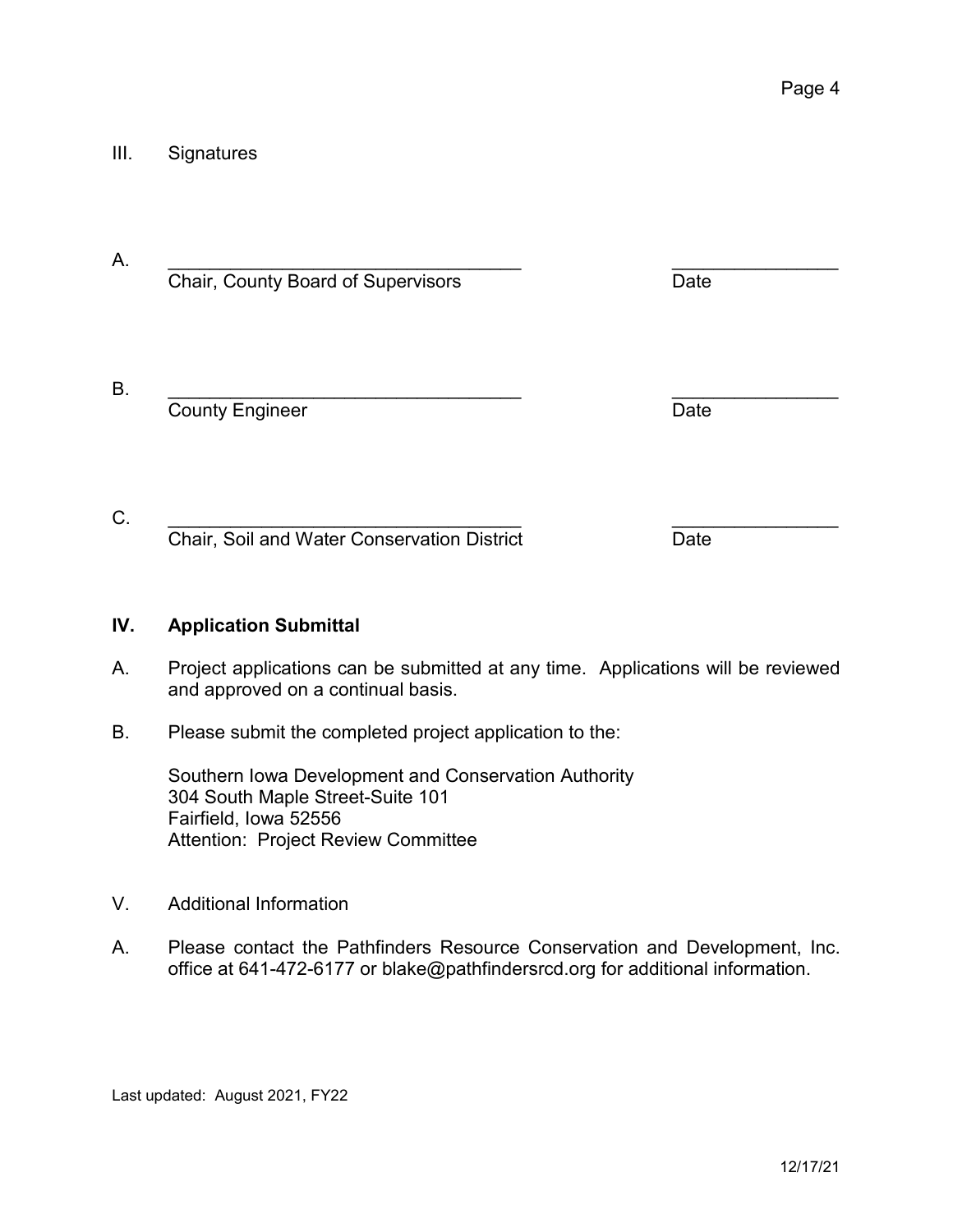III. Signatures

A. ___________________________________ ________________

Chair, County Board of Supervisors Date

B. ___________________________________ ________________

County Engineer Date

C. ___________________________________ ________________

Chair, Soil and Water Conservation District Date

## IV. Application Submittal

A. Project applications can be submitted at any time. Applications will be reviewed and approved on a continual basis.

B. Please submit the completed project application to the:

Southern Iowa Development and Conservation Authority
304 South Maple Street-Suite 101
Fairfield, Iowa 52556
Attention: Project Review Committee

V. Additional Information

A. Please contact the Pathfinders Resource Conservation and Development, Inc. office at 641-472-6177 or blake@pathfindersrcd.org for additional information.

Last updated: August 2021, FY22

12/17/21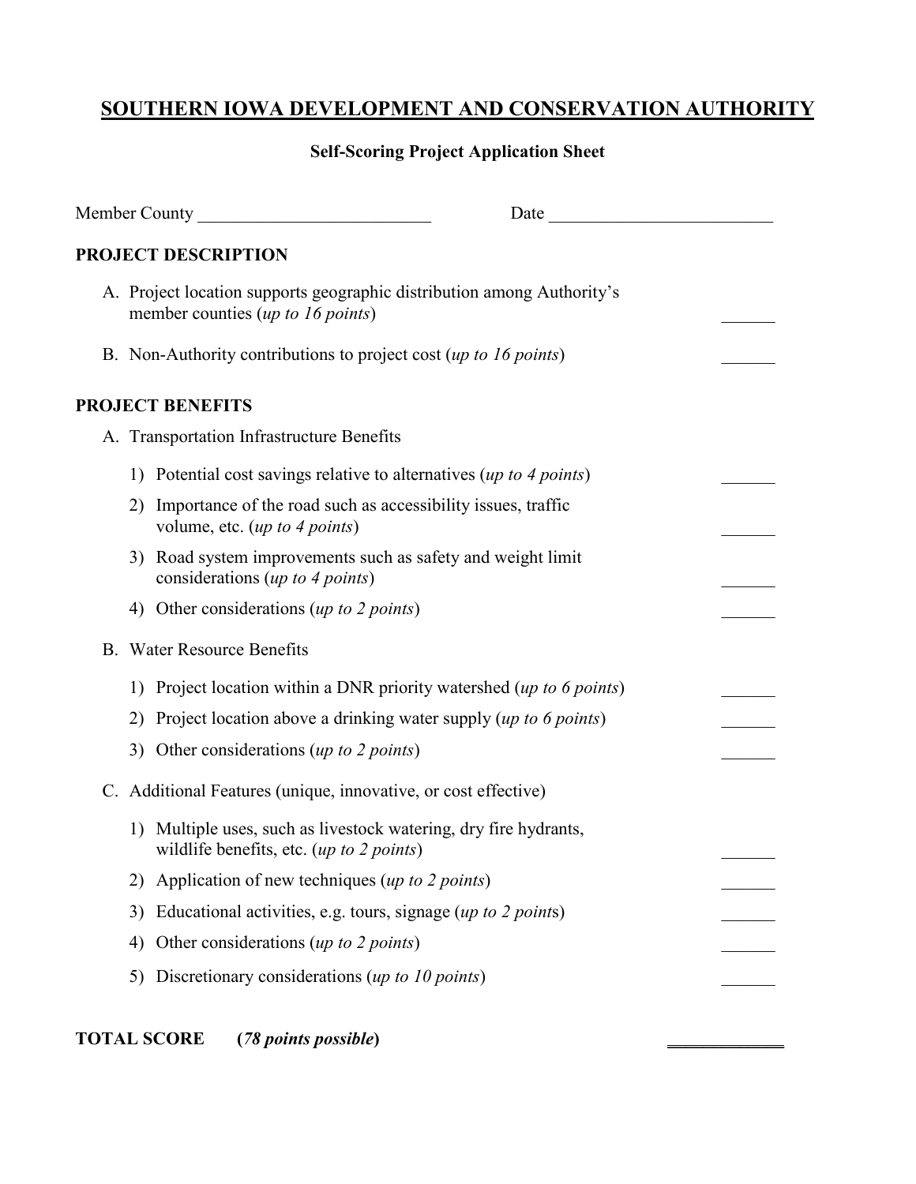# SOUTHERN IOWA DEVELOPMENT AND CONSERVATION AUTHORITY

**Self-Scoring Project Application Sheet**

Member County __________________________ Date _________________________

**PROJECT DESCRIPTION**

A. Project location supports geographic distribution among Authority's member counties (*up to 16 points*) ______

B. Non-Authority contributions to project cost (*up to 16 points*) ______

**PROJECT BENEFITS**

A. Transportation Infrastructure Benefits

1) Potential cost savings relative to alternatives (*up to 4 points*) ______
2) Importance of the road such as accessibility issues, traffic volume, etc. (*up to 4 points*) ______
3) Road system improvements such as safety and weight limit considerations (*up to 4 points*) ______
4) Other considerations (*up to 2 points*) ______

B. Water Resource Benefits

1) Project location within a DNR priority watershed (*up to 6 points*) ______
2) Project location above a drinking water supply (*up to 6 points*) ______
3) Other considerations (*up to 2 points*) ______

C. Additional Features (unique, innovative, or cost effective)

1) Multiple uses, such as livestock watering, dry fire hydrants, wildlife benefits, etc. (*up to 2 points*) ______
2) Application of new techniques (*up to 2 points*) ______
3) Educational activities, e.g. tours, signage (*up to 2 points*) ______
4) Other considerations (*up to 2 points*) ______
5) Discretionary considerations (*up to 10 points*) ______

**TOTAL SCORE (*78 points possible*)** ____________